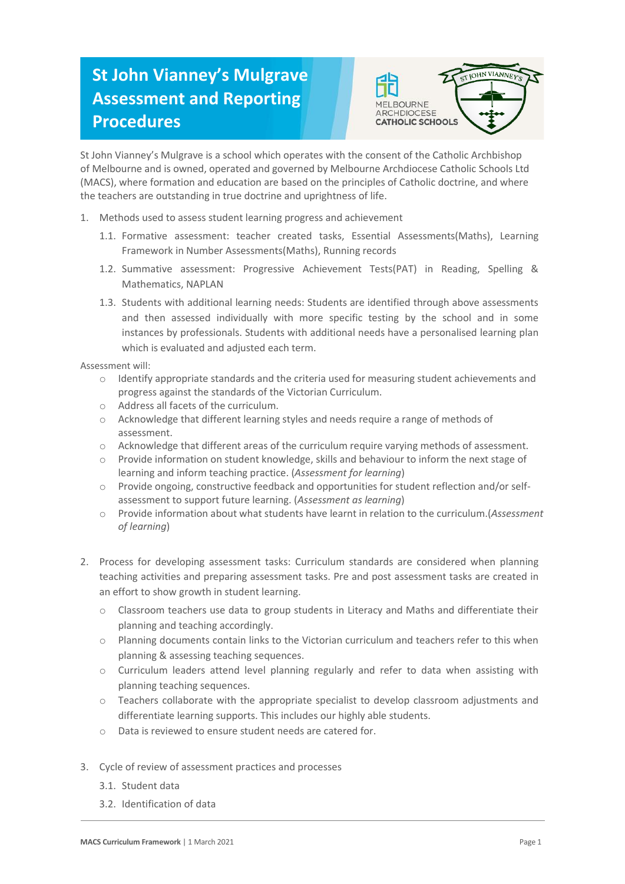# St John Vianney's Mulgrave Assessment and Reporting Procedures

St John Vianney's Mulgrave is a school which operates with the consent of the Catholic Archbishop of Melbourne and is owned, operated and governed by Melbourne Archdiocese Catholic Schools Ltd (MACS), where formation and education are based on the principles of Catholic doctrine, and where the teachers are outstanding in true doctrine and uprightness of life.

1. Methods used to assess student learning progress and achievement
   1.1. Formative assessment: teacher created tasks, Essential Assessments(Maths), Learning Framework in Number Assessments(Maths), Running records
   1.2. Summative assessment: Progressive Achievement Tests(PAT) in Reading, Spelling & Mathematics, NAPLAN
   1.3. Students with additional learning needs: Students are identified through above assessments and then assessed individually with more specific testing by the school and in some instances by professionals. Students with additional needs have a personalised learning plan which is evaluated and adjusted each term.

Assessment will:

- Identify appropriate standards and the criteria used for measuring student achievements and progress against the standards of the Victorian Curriculum.
- Address all facets of the curriculum.
- Acknowledge that different learning styles and needs require a range of methods of assessment.
- Acknowledge that different areas of the curriculum require varying methods of assessment.
- Provide information on student knowledge, skills and behaviour to inform the next stage of learning and inform teaching practice. (*Assessment for learning*)
- Provide ongoing, constructive feedback and opportunities for student reflection and/or self-assessment to support future learning. (*Assessment as learning*)
- Provide information about what students have learnt in relation to the curriculum.(*Assessment of learning*)

2. Process for developing assessment tasks: Curriculum standards are considered when planning teaching activities and preparing assessment tasks. Pre and post assessment tasks are created in an effort to show growth in student learning.
   - Classroom teachers use data to group students in Literacy and Maths and differentiate their planning and teaching accordingly.
   - Planning documents contain links to the Victorian curriculum and teachers refer to this when planning & assessing teaching sequences.
   - Curriculum leaders attend level planning regularly and refer to data when assisting with planning teaching sequences.
   - Teachers collaborate with the appropriate specialist to develop classroom adjustments and differentiate learning supports. This includes our highly able students.
   - Data is reviewed to ensure student needs are catered for.

3. Cycle of review of assessment practices and processes
   3.1. Student data
   3.2. Identification of data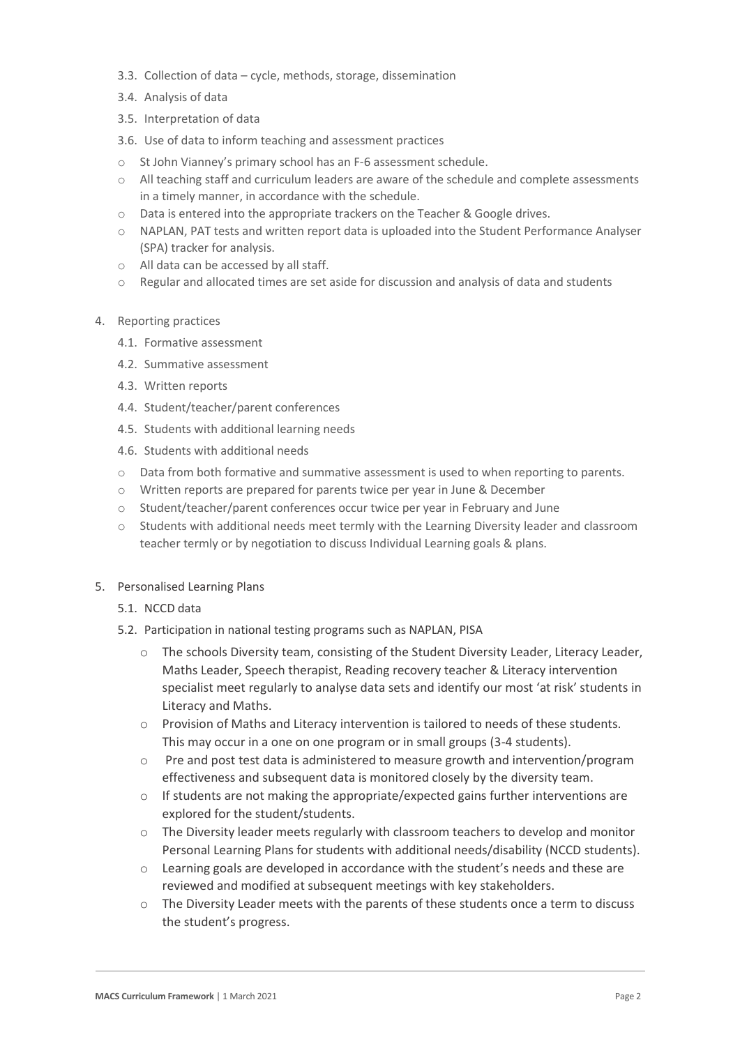3.3. Collection of data – cycle, methods, storage, dissemination
   3.4. Analysis of data
   3.5. Interpretation of data
   3.6. Use of data to inform teaching and assessment practices

   - St John Vianney's primary school has an F-6 assessment schedule.
   - All teaching staff and curriculum leaders are aware of the schedule and complete assessments in a timely manner, in accordance with the schedule.
   - Data is entered into the appropriate trackers on the Teacher & Google drives.
   - NAPLAN, PAT tests and written report data is uploaded into the Student Performance Analyser (SPA) tracker for analysis.
   - All data can be accessed by all staff.
   - Regular and allocated times are set aside for discussion and analysis of data and students

4. Reporting practices
   4.1. Formative assessment
   4.2. Summative assessment
   4.3. Written reports
   4.4. Student/teacher/parent conferences
   4.5. Students with additional learning needs
   4.6. Students with additional needs

   - Data from both formative and summative assessment is used to when reporting to parents.
   - Written reports are prepared for parents twice per year in June & December
   - Student/teacher/parent conferences occur twice per year in February and June
   - Students with additional needs meet termly with the Learning Diversity leader and classroom teacher termly or by negotiation to discuss Individual Learning goals & plans.

5. Personalised Learning Plans
   5.1. NCCD data
   5.2. Participation in national testing programs such as NAPLAN, PISA
      - The schools Diversity team, consisting of the Student Diversity Leader, Literacy Leader, Maths Leader, Speech therapist, Reading recovery teacher & Literacy intervention specialist meet regularly to analyse data sets and identify our most 'at risk' students in Literacy and Maths.
      - Provision of Maths and Literacy intervention is tailored to needs of these students. This may occur in a one on one program or in small groups (3-4 students).
      - Pre and post test data is administered to measure growth and intervention/program effectiveness and subsequent data is monitored closely by the diversity team.
      - If students are not making the appropriate/expected gains further interventions are explored for the student/students.
      - The Diversity leader meets regularly with classroom teachers to develop and monitor Personal Learning Plans for students with additional needs/disability (NCCD students).
      - Learning goals are developed in accordance with the student's needs and these are reviewed and modified at subsequent meetings with key stakeholders.
      - The Diversity Leader meets with the parents of these students once a term to discuss the student's progress.